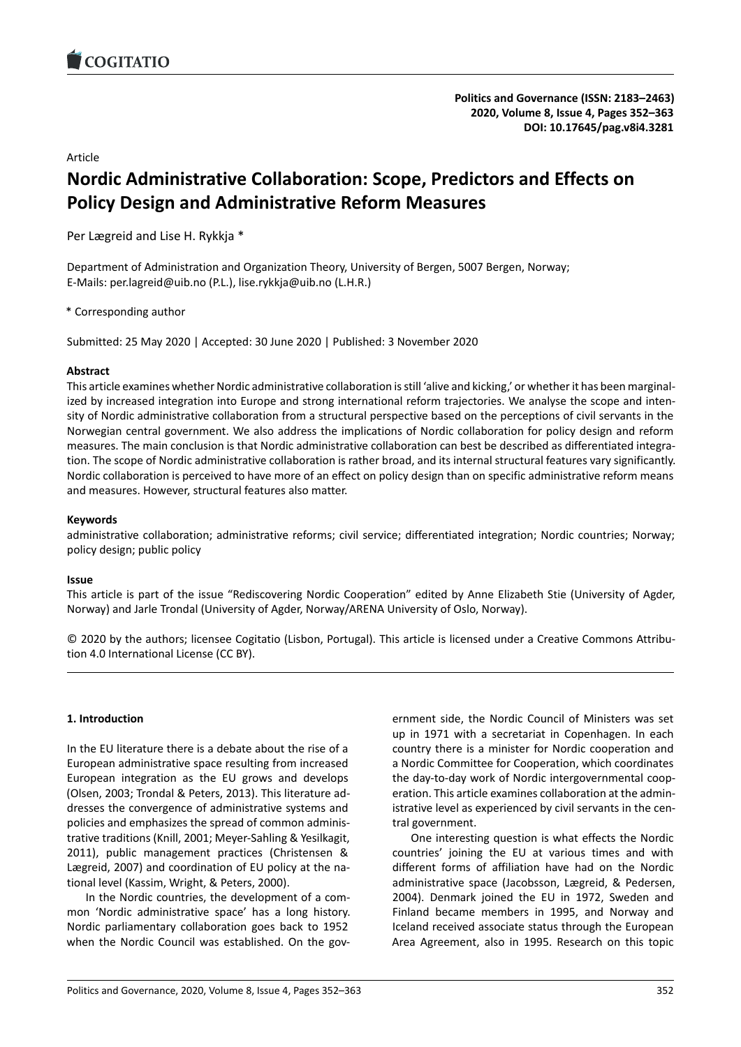Article

# Nordic Administrative Collaboration: Scope, Predictors and Effects on Policy Design and Administrative Reform Measures

Per Lægreid and Lise H. Rykkja *

Department of Administration and Organization Theory, University of Bergen, 5007 Bergen, Norway;
E-Mails: per.lagreid@uib.no (P.L.), lise.rykkja@uib.no (L.H.R.)

* Corresponding author

Submitted: 25 May 2020 | Accepted: 30 June 2020 | Published: 3 November 2020

**Abstract**

This article examines whether Nordic administrative collaboration is still 'alive and kicking,' or whether it has been marginalized by increased integration into Europe and strong international reform trajectories. We analyse the scope and intensity of Nordic administrative collaboration from a structural perspective based on the perceptions of civil servants in the Norwegian central government. We also address the implications of Nordic collaboration for policy design and reform measures. The main conclusion is that Nordic administrative collaboration can best be described as differentiated integration. The scope of Nordic administrative collaboration is rather broad, and its internal structural features vary significantly. Nordic collaboration is perceived to have more of an effect on policy design than on specific administrative reform means and measures. However, structural features also matter.

**Keywords**

administrative collaboration; administrative reforms; civil service; differentiated integration; Nordic countries; Norway; policy design; public policy

**Issue**

This article is part of the issue "Rediscovering Nordic Cooperation" edited by Anne Elizabeth Stie (University of Agder, Norway) and Jarle Trondal (University of Agder, Norway/ARENA University of Oslo, Norway).

© 2020 by the authors; licensee Cogitatio (Lisbon, Portugal). This article is licensed under a Creative Commons Attribution 4.0 International License (CC BY).

## 1. Introduction

In the EU literature there is a debate about the rise of a European administrative space resulting from increased European integration as the EU grows and develops (Olsen, 2003; Trondal & Peters, 2013). This literature addresses the convergence of administrative systems and policies and emphasizes the spread of common administrative traditions (Knill, 2001; Meyer-Sahling & Yesilkagit, 2011), public management practices (Christensen & Lægreid, 2007) and coordination of EU policy at the national level (Kassim, Wright, & Peters, 2000).

In the Nordic countries, the development of a common 'Nordic administrative space' has a long history. Nordic parliamentary collaboration goes back to 1952 when the Nordic Council was established. On the government side, the Nordic Council of Ministers was set up in 1971 with a secretariat in Copenhagen. In each country there is a minister for Nordic cooperation and a Nordic Committee for Cooperation, which coordinates the day-to-day work of Nordic intergovernmental cooperation. This article examines collaboration at the administrative level as experienced by civil servants in the central government.

One interesting question is what effects the Nordic countries' joining the EU at various times and with different forms of affiliation have had on the Nordic administrative space (Jacobsson, Lægreid, & Pedersen, 2004). Denmark joined the EU in 1972, Sweden and Finland became members in 1995, and Norway and Iceland received associate status through the European Area Agreement, also in 1995. Research on this topic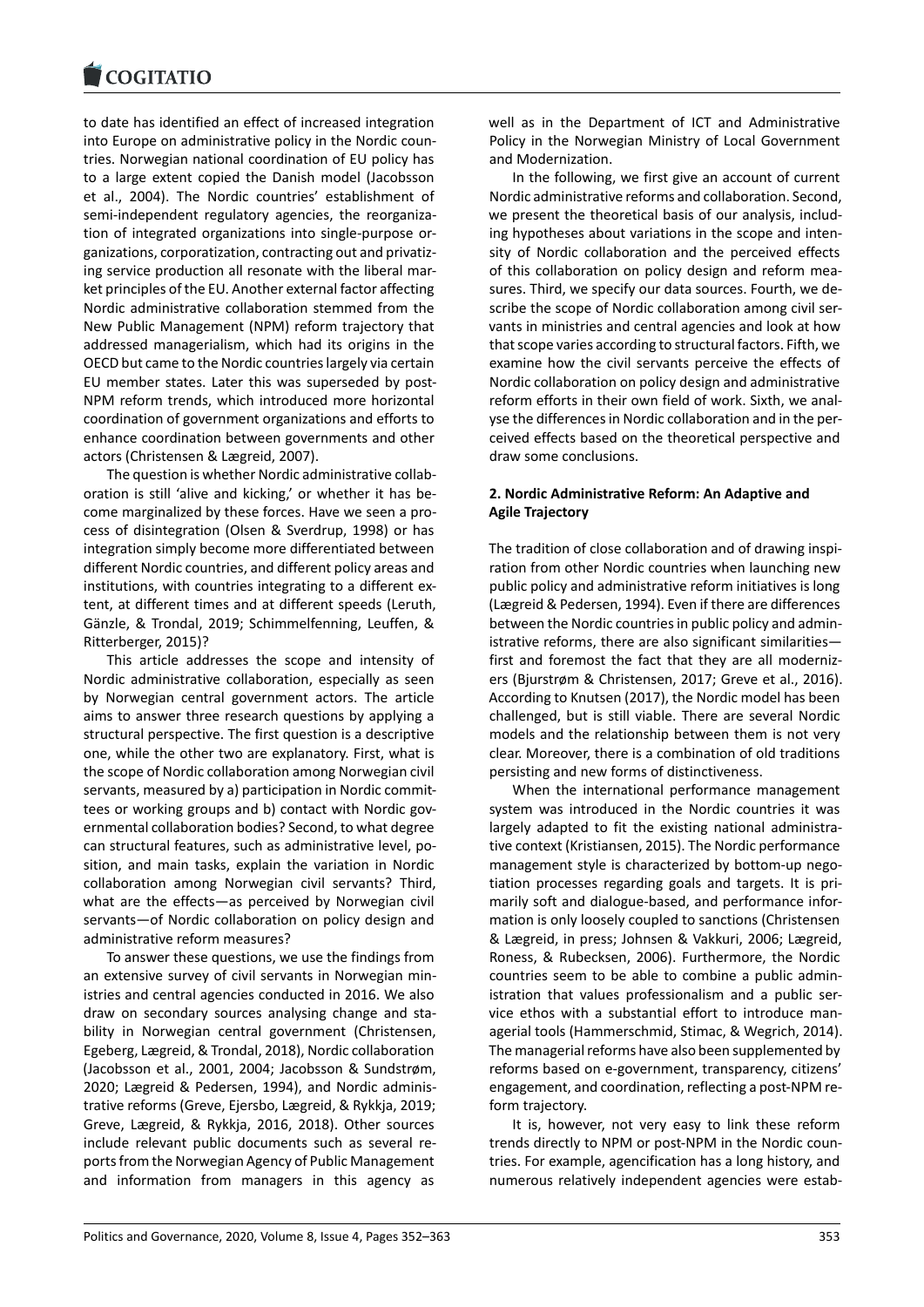to date has identified an effect of increased integration into Europe on administrative policy in the Nordic countries. Norwegian national coordination of EU policy has to a large extent copied the Danish model (Jacobsson et al., 2004). The Nordic countries' establishment of semi-independent regulatory agencies, the reorganization of integrated organizations into single-purpose organizations, corporatization, contracting out and privatizing service production all resonate with the liberal market principles of the EU. Another external factor affecting Nordic administrative collaboration stemmed from the New Public Management (NPM) reform trajectory that addressed managerialism, which had its origins in the OECD but came to the Nordic countries largely via certain EU member states. Later this was superseded by post-NPM reform trends, which introduced more horizontal coordination of government organizations and efforts to enhance coordination between governments and other actors (Christensen & Lægreid, 2007).

The question is whether Nordic administrative collaboration is still 'alive and kicking,' or whether it has become marginalized by these forces. Have we seen a process of disintegration (Olsen & Sverdrup, 1998) or has integration simply become more differentiated between different Nordic countries, and different policy areas and institutions, with countries integrating to a different extent, at different times and at different speeds (Leruth, Gänzle, & Trondal, 2019; Schimmelfenning, Leuffen, & Ritterberger, 2015)?

This article addresses the scope and intensity of Nordic administrative collaboration, especially as seen by Norwegian central government actors. The article aims to answer three research questions by applying a structural perspective. The first question is a descriptive one, while the other two are explanatory. First, what is the scope of Nordic collaboration among Norwegian civil servants, measured by a) participation in Nordic committees or working groups and b) contact with Nordic governmental collaboration bodies? Second, to what degree can structural features, such as administrative level, position, and main tasks, explain the variation in Nordic collaboration among Norwegian civil servants? Third, what are the effects—as perceived by Norwegian civil servants—of Nordic collaboration on policy design and administrative reform measures?

To answer these questions, we use the findings from an extensive survey of civil servants in Norwegian ministries and central agencies conducted in 2016. We also draw on secondary sources analysing change and stability in Norwegian central government (Christensen, Egeberg, Lægreid, & Trondal, 2018), Nordic collaboration (Jacobsson et al., 2001, 2004; Jacobsson & Sundstrøm, 2020; Lægreid & Pedersen, 1994), and Nordic administrative reforms (Greve, Ejersbo, Lægreid, & Rykkja, 2019; Greve, Lægreid, & Rykkja, 2016, 2018). Other sources include relevant public documents such as several reports from the Norwegian Agency of Public Management and information from managers in this agency as well as in the Department of ICT and Administrative Policy in the Norwegian Ministry of Local Government and Modernization.

In the following, we first give an account of current Nordic administrative reforms and collaboration. Second, we present the theoretical basis of our analysis, including hypotheses about variations in the scope and intensity of Nordic collaboration and the perceived effects of this collaboration on policy design and reform measures. Third, we specify our data sources. Fourth, we describe the scope of Nordic collaboration among civil servants in ministries and central agencies and look at how that scope varies according to structural factors. Fifth, we examine how the civil servants perceive the effects of Nordic collaboration on policy design and administrative reform efforts in their own field of work. Sixth, we analyse the differences in Nordic collaboration and in the perceived effects based on the theoretical perspective and draw some conclusions.

## 2. Nordic Administrative Reform: An Adaptive and Agile Trajectory

The tradition of close collaboration and of drawing inspiration from other Nordic countries when launching new public policy and administrative reform initiatives is long (Lægreid & Pedersen, 1994). Even if there are differences between the Nordic countries in public policy and administrative reforms, there are also significant similarities—first and foremost the fact that they are all modernizers (Bjurstrøm & Christensen, 2017; Greve et al., 2016). According to Knutsen (2017), the Nordic model has been challenged, but is still viable. There are several Nordic models and the relationship between them is not very clear. Moreover, there is a combination of old traditions persisting and new forms of distinctiveness.

When the international performance management system was introduced in the Nordic countries it was largely adapted to fit the existing national administrative context (Kristiansen, 2015). The Nordic performance management style is characterized by bottom-up negotiation processes regarding goals and targets. It is primarily soft and dialogue-based, and performance information is only loosely coupled to sanctions (Christensen & Lægreid, in press; Johnsen & Vakkuri, 2006; Lægreid, Roness, & Rubecksen, 2006). Furthermore, the Nordic countries seem to be able to combine a public administration that values professionalism and a public service ethos with a substantial effort to introduce managerial tools (Hammerschmid, Stimac, & Wegrich, 2014). The managerial reforms have also been supplemented by reforms based on e-government, transparency, citizens' engagement, and coordination, reflecting a post-NPM reform trajectory.

It is, however, not very easy to link these reform trends directly to NPM or post-NPM in the Nordic countries. For example, agencification has a long history, and numerous relatively independent agencies were estab-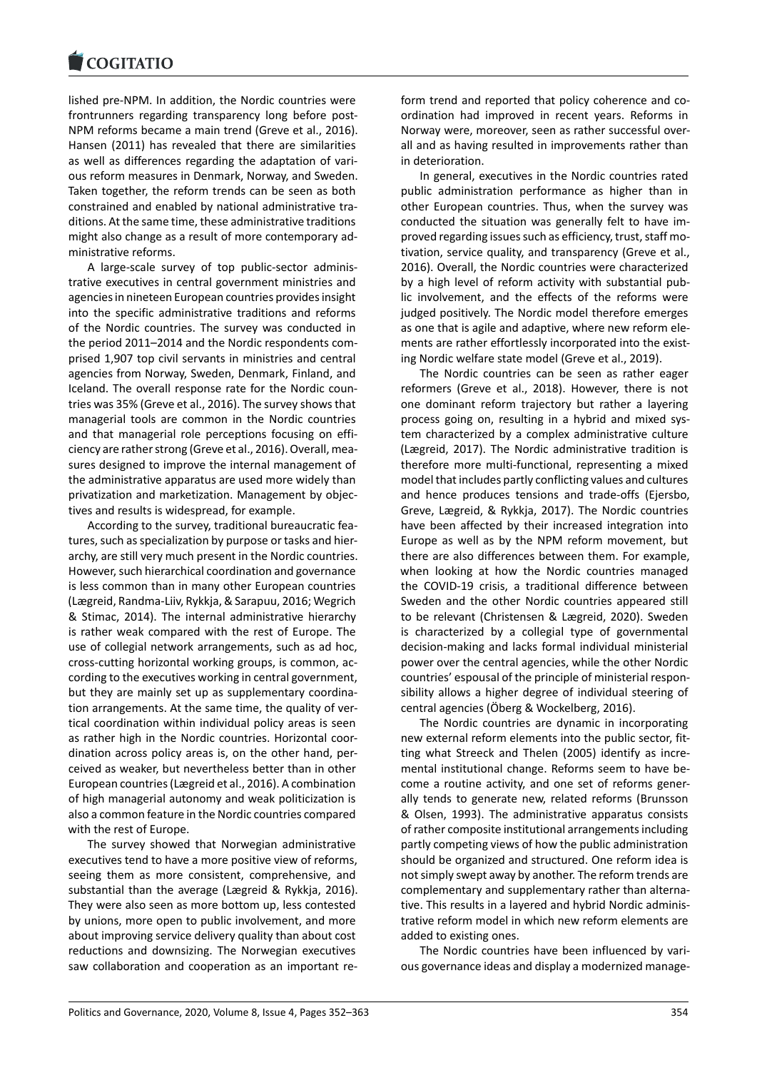lished pre-NPM. In addition, the Nordic countries were frontrunners regarding transparency long before post-NPM reforms became a main trend (Greve et al., 2016). Hansen (2011) has revealed that there are similarities as well as differences regarding the adaptation of various reform measures in Denmark, Norway, and Sweden. Taken together, the reform trends can be seen as both constrained and enabled by national administrative traditions. At the same time, these administrative traditions might also change as a result of more contemporary administrative reforms.

A large-scale survey of top public-sector administrative executives in central government ministries and agencies in nineteen European countries provides insight into the specific administrative traditions and reforms of the Nordic countries. The survey was conducted in the period 2011–2014 and the Nordic respondents comprised 1,907 top civil servants in ministries and central agencies from Norway, Sweden, Denmark, Finland, and Iceland. The overall response rate for the Nordic countries was 35% (Greve et al., 2016). The survey shows that managerial tools are common in the Nordic countries and that managerial role perceptions focusing on efficiency are rather strong (Greve et al., 2016). Overall, measures designed to improve the internal management of the administrative apparatus are used more widely than privatization and marketization. Management by objectives and results is widespread, for example.

According to the survey, traditional bureaucratic features, such as specialization by purpose or tasks and hierarchy, are still very much present in the Nordic countries. However, such hierarchical coordination and governance is less common than in many other European countries (Lægreid, Randma-Liiv, Rykkja, & Sarapuu, 2016; Wegrich & Stimac, 2014). The internal administrative hierarchy is rather weak compared with the rest of Europe. The use of collegial network arrangements, such as ad hoc, cross-cutting horizontal working groups, is common, according to the executives working in central government, but they are mainly set up as supplementary coordination arrangements. At the same time, the quality of vertical coordination within individual policy areas is seen as rather high in the Nordic countries. Horizontal coordination across policy areas is, on the other hand, perceived as weaker, but nevertheless better than in other European countries (Lægreid et al., 2016). A combination of high managerial autonomy and weak politicization is also a common feature in the Nordic countries compared with the rest of Europe.

The survey showed that Norwegian administrative executives tend to have a more positive view of reforms, seeing them as more consistent, comprehensive, and substantial than the average (Lægreid & Rykkja, 2016). They were also seen as more bottom up, less contested by unions, more open to public involvement, and more about improving service delivery quality than about cost reductions and downsizing. The Norwegian executives saw collaboration and cooperation as an important reform trend and reported that policy coherence and coordination had improved in recent years. Reforms in Norway were, moreover, seen as rather successful overall and as having resulted in improvements rather than in deterioration.

In general, executives in the Nordic countries rated public administration performance as higher than in other European countries. Thus, when the survey was conducted the situation was generally felt to have improved regarding issues such as efficiency, trust, staff motivation, service quality, and transparency (Greve et al., 2016). Overall, the Nordic countries were characterized by a high level of reform activity with substantial public involvement, and the effects of the reforms were judged positively. The Nordic model therefore emerges as one that is agile and adaptive, where new reform elements are rather effortlessly incorporated into the existing Nordic welfare state model (Greve et al., 2019).

The Nordic countries can be seen as rather eager reformers (Greve et al., 2018). However, there is not one dominant reform trajectory but rather a layering process going on, resulting in a hybrid and mixed system characterized by a complex administrative culture (Lægreid, 2017). The Nordic administrative tradition is therefore more multi-functional, representing a mixed model that includes partly conflicting values and cultures and hence produces tensions and trade-offs (Ejersbo, Greve, Lægreid, & Rykkja, 2017). The Nordic countries have been affected by their increased integration into Europe as well as by the NPM reform movement, but there are also differences between them. For example, when looking at how the Nordic countries managed the COVID-19 crisis, a traditional difference between Sweden and the other Nordic countries appeared still to be relevant (Christensen & Lægreid, 2020). Sweden is characterized by a collegial type of governmental decision-making and lacks formal individual ministerial power over the central agencies, while the other Nordic countries' espousal of the principle of ministerial responsibility allows a higher degree of individual steering of central agencies (Öberg & Wockelberg, 2016).

The Nordic countries are dynamic in incorporating new external reform elements into the public sector, fitting what Streeck and Thelen (2005) identify as incremental institutional change. Reforms seem to have become a routine activity, and one set of reforms generally tends to generate new, related reforms (Brunsson & Olsen, 1993). The administrative apparatus consists of rather composite institutional arrangements including partly competing views of how the public administration should be organized and structured. One reform idea is not simply swept away by another. The reform trends are complementary and supplementary rather than alternative. This results in a layered and hybrid Nordic administrative reform model in which new reform elements are added to existing ones.

The Nordic countries have been influenced by various governance ideas and display a modernized manage-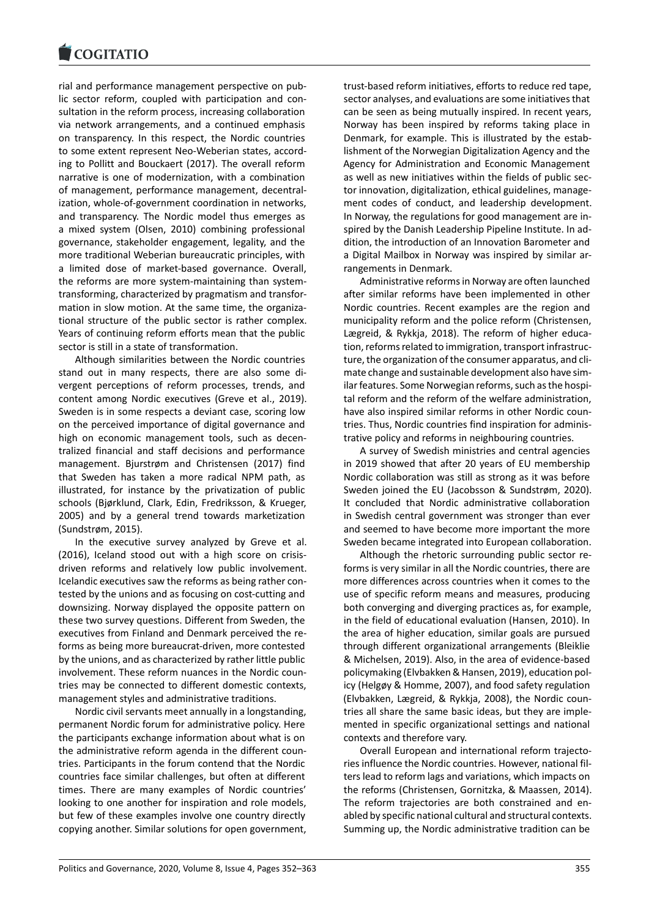rial and performance management perspective on public sector reform, coupled with participation and consultation in the reform process, increasing collaboration via network arrangements, and a continued emphasis on transparency. In this respect, the Nordic countries to some extent represent Neo-Weberian states, according to Pollitt and Bouckaert (2017). The overall reform narrative is one of modernization, with a combination of management, performance management, decentralization, whole-of-government coordination in networks, and transparency. The Nordic model thus emerges as a mixed system (Olsen, 2010) combining professional governance, stakeholder engagement, legality, and the more traditional Weberian bureaucratic principles, with a limited dose of market-based governance. Overall, the reforms are more system-maintaining than system-transforming, characterized by pragmatism and transformation in slow motion. At the same time, the organizational structure of the public sector is rather complex. Years of continuing reform efforts mean that the public sector is still in a state of transformation.

Although similarities between the Nordic countries stand out in many respects, there are also some divergent perceptions of reform processes, trends, and content among Nordic executives (Greve et al., 2019). Sweden is in some respects a deviant case, scoring low on the perceived importance of digital governance and high on economic management tools, such as decentralized financial and staff decisions and performance management. Bjurstrøm and Christensen (2017) find that Sweden has taken a more radical NPM path, as illustrated, for instance by the privatization of public schools (Bjørklund, Clark, Edin, Fredriksson, & Krueger, 2005) and by a general trend towards marketization (Sundstrøm, 2015).

In the executive survey analyzed by Greve et al. (2016), Iceland stood out with a high score on crisis-driven reforms and relatively low public involvement. Icelandic executives saw the reforms as being rather contested by the unions and as focusing on cost-cutting and downsizing. Norway displayed the opposite pattern on these two survey questions. Different from Sweden, the executives from Finland and Denmark perceived the reforms as being more bureaucrat-driven, more contested by the unions, and as characterized by rather little public involvement. These reform nuances in the Nordic countries may be connected to different domestic contexts, management styles and administrative traditions.

Nordic civil servants meet annually in a longstanding, permanent Nordic forum for administrative policy. Here the participants exchange information about what is on the administrative reform agenda in the different countries. Participants in the forum contend that the Nordic countries face similar challenges, but often at different times. There are many examples of Nordic countries' looking to one another for inspiration and role models, but few of these examples involve one country directly copying another. Similar solutions for open government, trust-based reform initiatives, efforts to reduce red tape, sector analyses, and evaluations are some initiatives that can be seen as being mutually inspired. In recent years, Norway has been inspired by reforms taking place in Denmark, for example. This is illustrated by the establishment of the Norwegian Digitalization Agency and the Agency for Administration and Economic Management as well as new initiatives within the fields of public sector innovation, digitalization, ethical guidelines, management codes of conduct, and leadership development. In Norway, the regulations for good management are inspired by the Danish Leadership Pipeline Institute. In addition, the introduction of an Innovation Barometer and a Digital Mailbox in Norway was inspired by similar arrangements in Denmark.

Administrative reforms in Norway are often launched after similar reforms have been implemented in other Nordic countries. Recent examples are the region and municipality reform and the police reform (Christensen, Lægreid, & Rykkja, 2018). The reform of higher education, reforms related to immigration, transport infrastructure, the organization of the consumer apparatus, and climate change and sustainable development also have similar features. Some Norwegian reforms, such as the hospital reform and the reform of the welfare administration, have also inspired similar reforms in other Nordic countries. Thus, Nordic countries find inspiration for administrative policy and reforms in neighbouring countries.

A survey of Swedish ministries and central agencies in 2019 showed that after 20 years of EU membership Nordic collaboration was still as strong as it was before Sweden joined the EU (Jacobsson & Sundstrøm, 2020). It concluded that Nordic administrative collaboration in Swedish central government was stronger than ever and seemed to have become more important the more Sweden became integrated into European collaboration.

Although the rhetoric surrounding public sector reforms is very similar in all the Nordic countries, there are more differences across countries when it comes to the use of specific reform means and measures, producing both converging and diverging practices as, for example, in the field of educational evaluation (Hansen, 2010). In the area of higher education, similar goals are pursued through different organizational arrangements (Bleiklie & Michelsen, 2019). Also, in the area of evidence-based policymaking (Elvbakken & Hansen, 2019), education policy (Helgøy & Homme, 2007), and food safety regulation (Elvbakken, Lægreid, & Rykkja, 2008), the Nordic countries all share the same basic ideas, but they are implemented in specific organizational settings and national contexts and therefore vary.

Overall European and international reform trajectories influence the Nordic countries. However, national filters lead to reform lags and variations, which impacts on the reforms (Christensen, Gornitzka, & Maassen, 2014). The reform trajectories are both constrained and enabled by specific national cultural and structural contexts. Summing up, the Nordic administrative tradition can be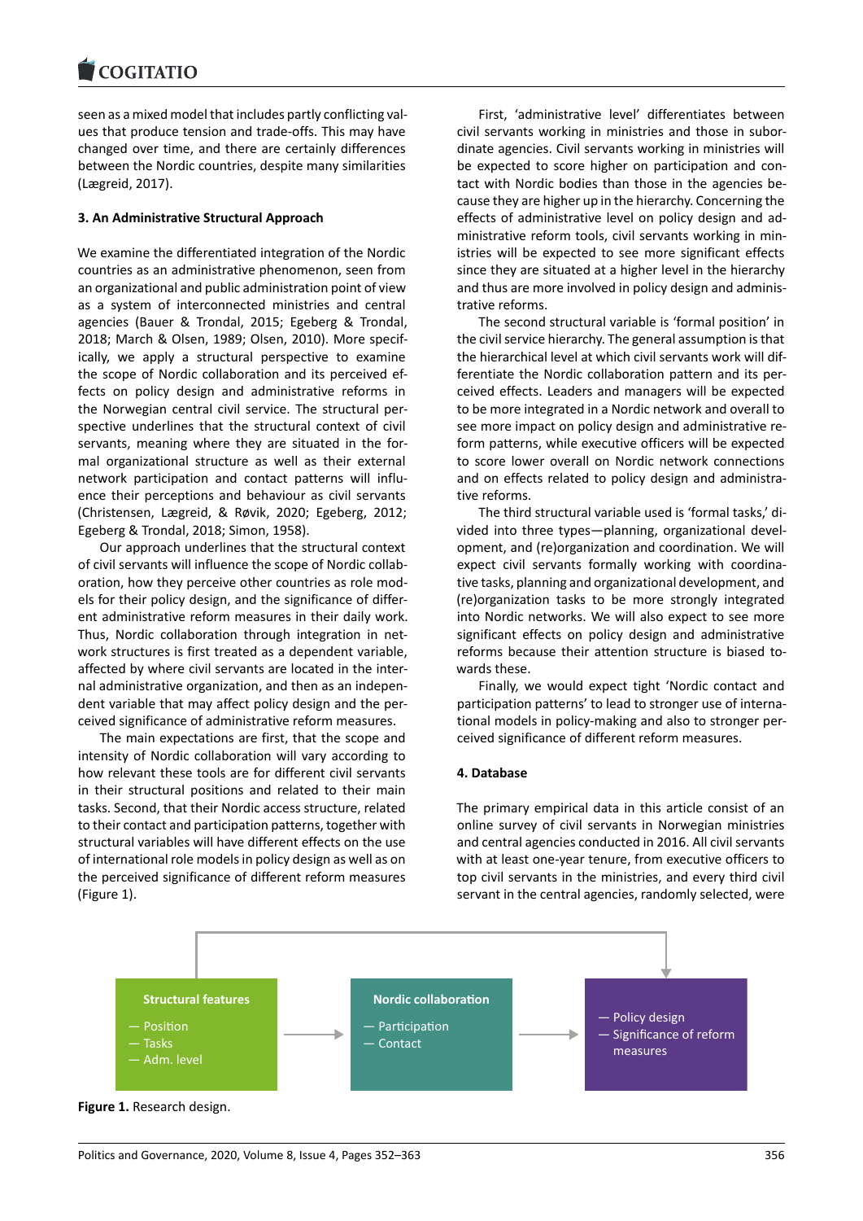seen as a mixed model that includes partly conflicting values that produce tension and trade-offs. This may have changed over time, and there are certainly differences between the Nordic countries, despite many similarities (Lægreid, 2017).

### 3. An Administrative Structural Approach

We examine the differentiated integration of the Nordic countries as an administrative phenomenon, seen from an organizational and public administration point of view as a system of interconnected ministries and central agencies (Bauer & Trondal, 2015; Egeberg & Trondal, 2018; March & Olsen, 1989; Olsen, 2010). More specifically, we apply a structural perspective to examine the scope of Nordic collaboration and its perceived effects on policy design and administrative reforms in the Norwegian central civil service. The structural perspective underlines that the structural context of civil servants, meaning where they are situated in the formal organizational structure as well as their external network participation and contact patterns will influence their perceptions and behaviour as civil servants (Christensen, Lægreid, & Røvik, 2020; Egeberg, 2012; Egeberg & Trondal, 2018; Simon, 1958).

Our approach underlines that the structural context of civil servants will influence the scope of Nordic collaboration, how they perceive other countries as role models for their policy design, and the significance of different administrative reform measures in their daily work. Thus, Nordic collaboration through integration in network structures is first treated as a dependent variable, affected by where civil servants are located in the internal administrative organization, and then as an independent variable that may affect policy design and the perceived significance of administrative reform measures.

The main expectations are first, that the scope and intensity of Nordic collaboration will vary according to how relevant these tools are for different civil servants in their structural positions and related to their main tasks. Second, that their Nordic access structure, related to their contact and participation patterns, together with structural variables will have different effects on the use of international role models in policy design as well as on the perceived significance of different reform measures (Figure 1).

First, 'administrative level' differentiates between civil servants working in ministries and those in subordinate agencies. Civil servants working in ministries will be expected to score higher on participation and contact with Nordic bodies than those in the agencies because they are higher up in the hierarchy. Concerning the effects of administrative level on policy design and administrative reform tools, civil servants working in ministries will be expected to see more significant effects since they are situated at a higher level in the hierarchy and thus are more involved in policy design and administrative reforms.

The second structural variable is 'formal position' in the civil service hierarchy. The general assumption is that the hierarchical level at which civil servants work will differentiate the Nordic collaboration pattern and its perceived effects. Leaders and managers will be expected to be more integrated in a Nordic network and overall to see more impact on policy design and administrative reform patterns, while executive officers will be expected to score lower overall on Nordic network connections and on effects related to policy design and administrative reforms.

The third structural variable used is 'formal tasks,' divided into three types—planning, organizational development, and (re)organization and coordination. We will expect civil servants formally working with coordinative tasks, planning and organizational development, and (re)organization tasks to be more strongly integrated into Nordic networks. We will also expect to see more significant effects on policy design and administrative reforms because their attention structure is biased towards these.

Finally, we would expect tight 'Nordic contact and participation patterns' to lead to stronger use of international models in policy-making and also to stronger perceived significance of different reform measures.

### 4. Database

The primary empirical data in this article consist of an online survey of civil servants in Norwegian ministries and central agencies conducted in 2016. All civil servants with at least one-year tenure, from executive officers to top civil servants in the ministries, and every third civil servant in the central agencies, randomly selected, were

**Structural features**
— Position
— Tasks
— Adm. level

**Nordic collaboration**
— Participation
— Contact

— Policy design
— Significance of reform measures

**Figure 1.** Research design.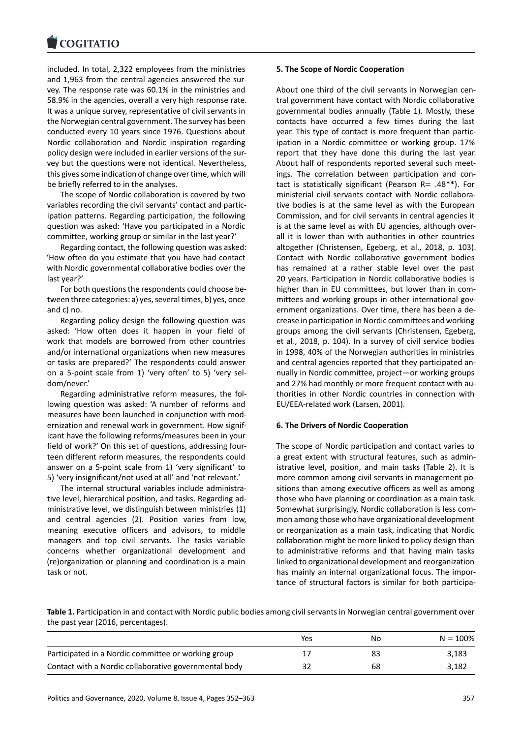included. In total, 2,322 employees from the ministries and 1,963 from the central agencies answered the survey. The response rate was 60.1% in the ministries and 58.9% in the agencies, overall a very high response rate. It was a unique survey, representative of civil servants in the Norwegian central government. The survey has been conducted every 10 years since 1976. Questions about Nordic collaboration and Nordic inspiration regarding policy design were included in earlier versions of the survey but the questions were not identical. Nevertheless, this gives some indication of change over time, which will be briefly referred to in the analyses.

The scope of Nordic collaboration is covered by two variables recording the civil servants' contact and participation patterns. Regarding participation, the following question was asked: 'Have you participated in a Nordic committee, working group or similar in the last year?'

Regarding contact, the following question was asked: 'How often do you estimate that you have had contact with Nordic governmental collaborative bodies over the last year?'

For both questions the respondents could choose between three categories: a) yes, several times, b) yes, once and c) no.

Regarding policy design the following question was asked: 'How often does it happen in your field of work that models are borrowed from other countries and/or international organizations when new measures or tasks are prepared?' The respondents could answer on a 5-point scale from 1) 'very often' to 5) 'very seldom/never.'

Regarding administrative reform measures, the following question was asked: 'A number of reforms and measures have been launched in conjunction with modernization and renewal work in government. How significant have the following reforms/measures been in your field of work?' On this set of questions, addressing fourteen different reform measures, the respondents could answer on a 5-point scale from 1) 'very significant' to 5) 'very insignificant/not used at all' and 'not relevant.'

The internal structural variables include administrative level, hierarchical position, and tasks. Regarding administrative level, we distinguish between ministries (1) and central agencies (2). Position varies from low, meaning executive officers and advisors, to middle managers and top civil servants. The tasks variable concerns whether organizational development and (re)organization or planning and coordination is a main task or not.

## 5. The Scope of Nordic Cooperation

About one third of the civil servants in Norwegian central government have contact with Nordic collaborative governmental bodies annually (Table 1). Mostly, these contacts have occurred a few times during the last year. This type of contact is more frequent than participation in a Nordic committee or working group. 17% report that they have done this during the last year. About half of respondents reported several such meetings. The correlation between participation and contact is statistically significant (Pearson R= .48**). For ministerial civil servants contact with Nordic collaborative bodies is at the same level as with the European Commission, and for civil servants in central agencies it is at the same level as with EU agencies, although overall it is lower than with authorities in other countries altogether (Christensen, Egeberg, et al., 2018, p. 103). Contact with Nordic collaborative government bodies has remained at a rather stable level over the past 20 years. Participation in Nordic collaborative bodies is higher than in EU committees, but lower than in committees and working groups in other international government organizations. Over time, there has been a decrease in participation in Nordic committees and working groups among the civil servants (Christensen, Egeberg, et al., 2018, p. 104). In a survey of civil service bodies in 1998, 40% of the Norwegian authorities in ministries and central agencies reported that they participated annually in Nordic committee, project—or working groups and 27% had monthly or more frequent contact with authorities in other Nordic countries in connection with EU/EEA-related work (Larsen, 2001).

## 6. The Drivers of Nordic Cooperation

The scope of Nordic participation and contact varies to a great extent with structural features, such as administrative level, position, and main tasks (Table 2). It is more common among civil servants in management positions than among executive officers as well as among those who have planning or coordination as a main task. Somewhat surprisingly, Nordic collaboration is less common among those who have organizational development or reorganization as a main task, indicating that Nordic collaboration might be more linked to policy design than to administrative reforms and that having main tasks linked to organizational development and reorganization has mainly an internal organizational focus. The importance of structural factors is similar for both participa-

**Table 1.** Participation in and contact with Nordic public bodies among civil servants in Norwegian central government over the past year (2016, percentages).

| | Yes | No | N = 100% |
|---|---|---|---|
| Participated in a Nordic committee or working group | 17 | 83 | 3,183 |
| Contact with a Nordic collaborative governmental body | 32 | 68 | 3,182 |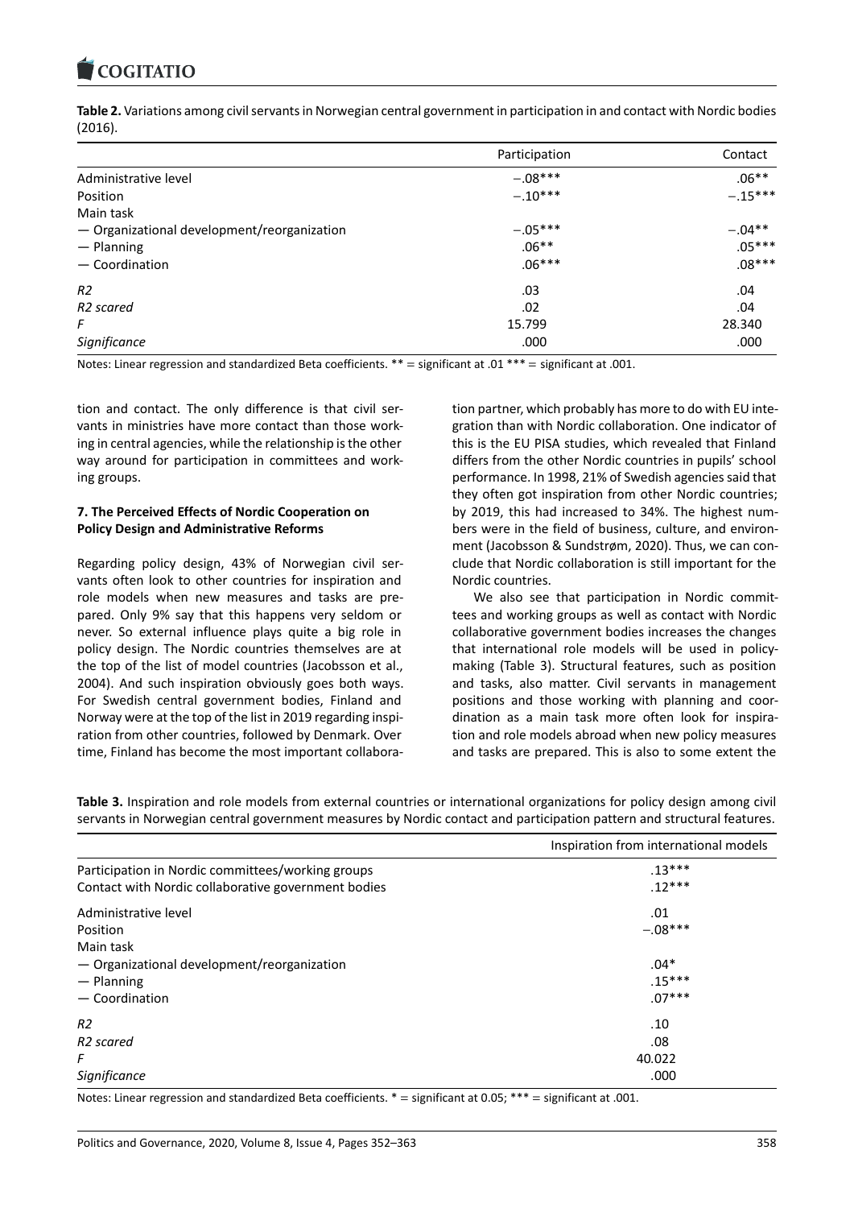**Table 2.** Variations among civil servants in Norwegian central government in participation in and contact with Nordic bodies (2016).

| | Participation | Contact |
|---|---|---|
| Administrative level | −.08*** | .06** |
| Position | −.10*** | −.15*** |
| Main task | | |
| — Organizational development/reorganization | −.05*** | −.04** |
| — Planning | .06** | .05*** |
| — Coordination | .06*** | .08*** |
| *R2* | .03 | .04 |
| *R2 scared* | .02 | .04 |
| *F* | 15.799 | 28.340 |
| *Significance* | .000 | .000 |

Notes: Linear regression and standardized Beta coefficients. ** = significant at .01 *** = significant at .001.

tion and contact. The only difference is that civil servants in ministries have more contact than those working in central agencies, while the relationship is the other way around for participation in committees and working groups.

### 7. The Perceived Effects of Nordic Cooperation on Policy Design and Administrative Reforms

Regarding policy design, 43% of Norwegian civil servants often look to other countries for inspiration and role models when new measures and tasks are prepared. Only 9% say that this happens very seldom or never. So external influence plays quite a big role in policy design. The Nordic countries themselves are at the top of the list of model countries (Jacobsson et al., 2004). And such inspiration obviously goes both ways. For Swedish central government bodies, Finland and Norway were at the top of the list in 2019 regarding inspiration from other countries, followed by Denmark. Over time, Finland has become the most important collaboration partner, which probably has more to do with EU integration than with Nordic collaboration. One indicator of this is the EU PISA studies, which revealed that Finland differs from the other Nordic countries in pupils' school performance. In 1998, 21% of Swedish agencies said that they often got inspiration from other Nordic countries; by 2019, this had increased to 34%. The highest numbers were in the field of business, culture, and environment (Jacobsson & Sundstrøm, 2020). Thus, we can conclude that Nordic collaboration is still important for the Nordic countries.

We also see that participation in Nordic committees and working groups as well as contact with Nordic collaborative government bodies increases the changes that international role models will be used in policymaking (Table 3). Structural features, such as position and tasks, also matter. Civil servants in management positions and those working with planning and coordination as a main task more often look for inspiration and role models abroad when new policy measures and tasks are prepared. This is also to some extent the

**Table 3.** Inspiration and role models from external countries or international organizations for policy design among civil servants in Norwegian central government measures by Nordic contact and participation pattern and structural features.

| | Inspiration from international models |
|---|---|
| Participation in Nordic committees/working groups | .13*** |
| Contact with Nordic collaborative government bodies | .12*** |
| Administrative level | .01 |
| Position | −.08*** |
| Main task | |
| — Organizational development/reorganization | .04* |
| — Planning | .15*** |
| — Coordination | .07*** |
| *R2* | .10 |
| *R2 scared* | .08 |
| *F* | 40.022 |
| *Significance* | .000 |

Notes: Linear regression and standardized Beta coefficients. * = significant at 0.05; *** = significant at .001.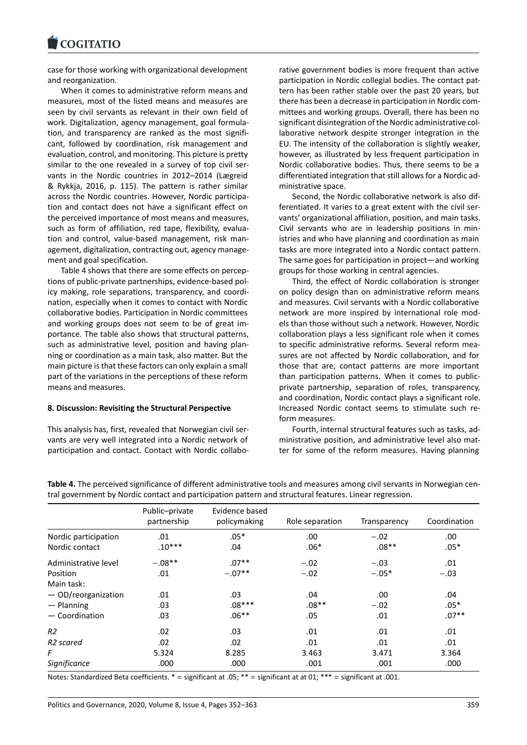case for those working with organizational development and reorganization.

When it comes to administrative reform means and measures, most of the listed means and measures are seen by civil servants as relevant in their own field of work. Digitalization, agency management, goal formulation, and transparency are ranked as the most significant, followed by coordination, risk management and evaluation, control, and monitoring. This picture is pretty similar to the one revealed in a survey of top civil servants in the Nordic countries in 2012–2014 (Lægreid & Rykkja, 2016, p. 115). The pattern is rather similar across the Nordic countries. However, Nordic participation and contact does not have a significant effect on the perceived importance of most means and measures, such as form of affiliation, red tape, flexibility, evaluation and control, value-based management, risk management, digitalization, contracting out, agency management and goal specification.

Table 4 shows that there are some effects on perceptions of public-private partnerships, evidence-based policy making, role separations, transparency, and coordination, especially when it comes to contact with Nordic collaborative bodies. Participation in Nordic committees and working groups does not seem to be of great importance. The table also shows that structural patterns, such as administrative level, position and having planning or coordination as a main task, also matter. But the main picture is that these factors can only explain a small part of the variations in the perceptions of these reform means and measures.

## 8. Discussion: Revisiting the Structural Perspective

This analysis has, first, revealed that Norwegian civil servants are very well integrated into a Nordic network of participation and contact. Contact with Nordic collaborative government bodies is more frequent than active participation in Nordic collegial bodies. The contact pattern has been rather stable over the past 20 years, but there has been a decrease in participation in Nordic committees and working groups. Overall, there has been no significant disintegration of the Nordic administrative collaborative network despite stronger integration in the EU. The intensity of the collaboration is slightly weaker, however, as illustrated by less frequent participation in Nordic collaborative bodies. Thus, there seems to be a differentiated integration that still allows for a Nordic administrative space.

Second, the Nordic collaborative network is also differentiated. It varies to a great extent with the civil servants' organizational affiliation, position, and main tasks. Civil servants who are in leadership positions in ministries and who have planning and coordination as main tasks are more integrated into a Nordic contact pattern. The same goes for participation in project—and working groups for those working in central agencies.

Third, the effect of Nordic collaboration is stronger on policy design than on administrative reform means and measures. Civil servants with a Nordic collaborative network are more inspired by international role models than those without such a network. However, Nordic collaboration plays a less significant role when it comes to specific administrative reforms. Several reform measures are not affected by Nordic collaboration, and for those that are, contact patterns are more important than participation patterns. When it comes to public-private partnership, separation of roles, transparency, and coordination, Nordic contact plays a significant role. Increased Nordic contact seems to stimulate such reform measures.

Fourth, internal structural features such as tasks, administrative position, and administrative level also matter for some of the reform measures. Having planning

**Table 4.** The perceived significance of different administrative tools and measures among civil servants in Norwegian central government by Nordic contact and participation pattern and structural features. Linear regression.

| | Public–private partnership | Evidence based policymaking | Role separation | Transparency | Coordination |
|---|---|---|---|---|---|
| Nordic participation | .01 | .05* | .00 | −.02 | .00 |
| Nordic contact | .10*** | .04 | .06* | .08** | .05* |
| Administrative level | −.08** | .07** | −.02 | −.03 | .01 |
| Position | .01 | −.07** | −.02 | −.05* | −.03 |
| Main task: | | | | | |
| — OD/reorganization | .01 | .03 | .04 | .00 | .04 |
| — Planning | .03 | .08*** | .08** | −.02 | .05* |
| — Coordination | .03 | .06** | .05 | .01 | .07** |
| *R2* | .02 | .03 | .01 | .01 | .01 |
| *R2 scared* | .02 | .02 | .01 | .01 | .01 |
| *F* | 5.324 | 8.285 | 3.463 | 3.471 | 3.364 |
| *Significance* | .000 | .000 | .001 | .001 | .000 |

Notes: Standardized Beta coefficients. * = significant at .05; ** = significant at at 01; *** = significant at .001.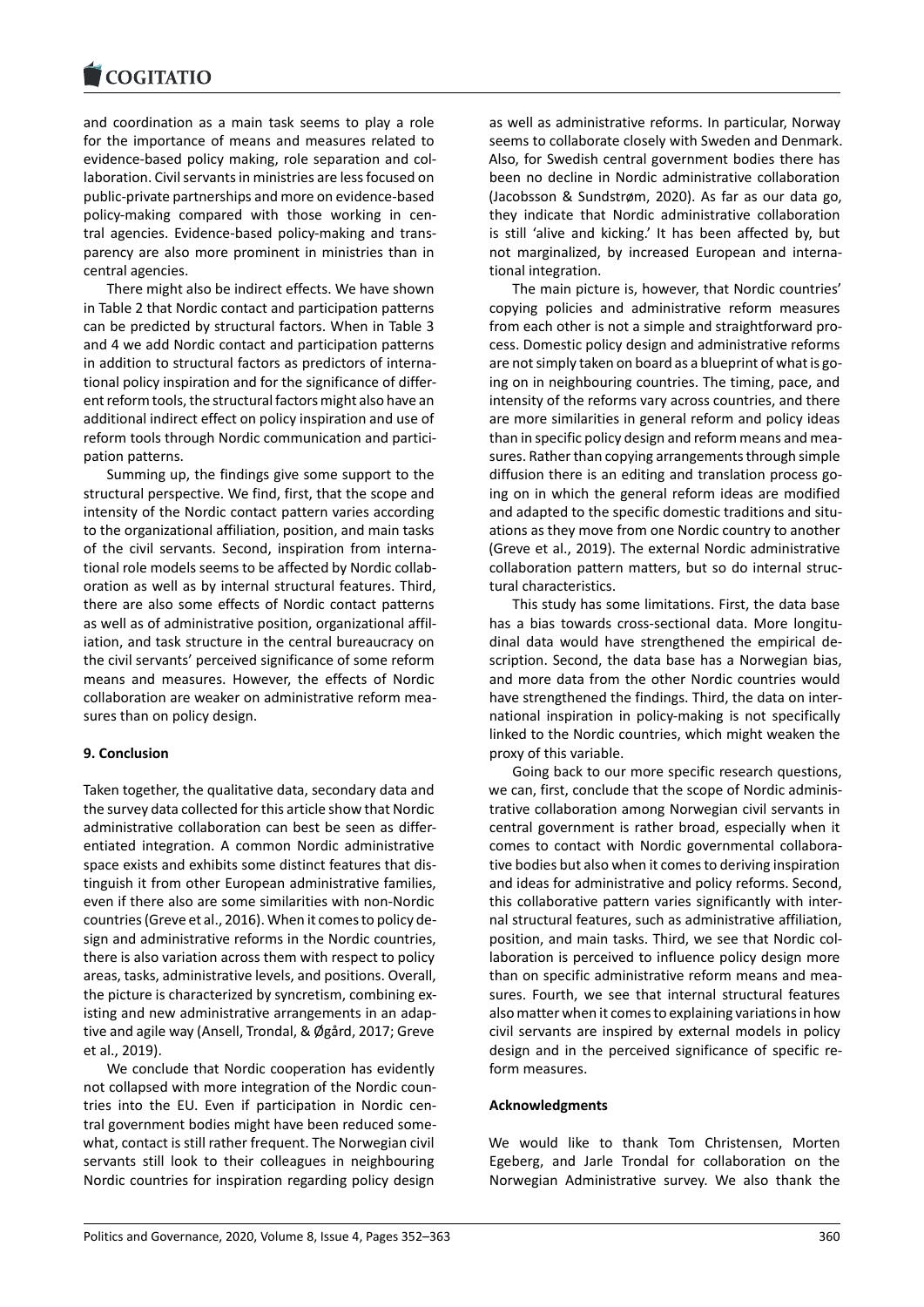and coordination as a main task seems to play a role for the importance of means and measures related to evidence-based policy making, role separation and collaboration. Civil servants in ministries are less focused on public-private partnerships and more on evidence-based policy-making compared with those working in central agencies. Evidence-based policy-making and transparency are also more prominent in ministries than in central agencies.

There might also be indirect effects. We have shown in Table 2 that Nordic contact and participation patterns can be predicted by structural factors. When in Table 3 and 4 we add Nordic contact and participation patterns in addition to structural factors as predictors of international policy inspiration and for the significance of different reform tools, the structural factors might also have an additional indirect effect on policy inspiration and use of reform tools through Nordic communication and participation patterns.

Summing up, the findings give some support to the structural perspective. We find, first, that the scope and intensity of the Nordic contact pattern varies according to the organizational affiliation, position, and main tasks of the civil servants. Second, inspiration from international role models seems to be affected by Nordic collaboration as well as by internal structural features. Third, there are also some effects of Nordic contact patterns as well as of administrative position, organizational affiliation, and task structure in the central bureaucracy on the civil servants' perceived significance of some reform means and measures. However, the effects of Nordic collaboration are weaker on administrative reform measures than on policy design.

## 9. Conclusion

Taken together, the qualitative data, secondary data and the survey data collected for this article show that Nordic administrative collaboration can best be seen as differentiated integration. A common Nordic administrative space exists and exhibits some distinct features that distinguish it from other European administrative families, even if there also are some similarities with non-Nordic countries (Greve et al., 2016). When it comes to policy design and administrative reforms in the Nordic countries, there is also variation across them with respect to policy areas, tasks, administrative levels, and positions. Overall, the picture is characterized by syncretism, combining existing and new administrative arrangements in an adaptive and agile way (Ansell, Trondal, & Øgård, 2017; Greve et al., 2019).

We conclude that Nordic cooperation has evidently not collapsed with more integration of the Nordic countries into the EU. Even if participation in Nordic central government bodies might have been reduced somewhat, contact is still rather frequent. The Norwegian civil servants still look to their colleagues in neighbouring Nordic countries for inspiration regarding policy design as well as administrative reforms. In particular, Norway seems to collaborate closely with Sweden and Denmark. Also, for Swedish central government bodies there has been no decline in Nordic administrative collaboration (Jacobsson & Sundstrøm, 2020). As far as our data go, they indicate that Nordic administrative collaboration is still 'alive and kicking.' It has been affected by, but not marginalized, by increased European and international integration.

The main picture is, however, that Nordic countries' copying policies and administrative reform measures from each other is not a simple and straightforward process. Domestic policy design and administrative reforms are not simply taken on board as a blueprint of what is going on in neighbouring countries. The timing, pace, and intensity of the reforms vary across countries, and there are more similarities in general reform and policy ideas than in specific policy design and reform means and measures. Rather than copying arrangements through simple diffusion there is an editing and translation process going on in which the general reform ideas are modified and adapted to the specific domestic traditions and situations as they move from one Nordic country to another (Greve et al., 2019). The external Nordic administrative collaboration pattern matters, but so do internal structural characteristics.

This study has some limitations. First, the data base has a bias towards cross-sectional data. More longitudinal data would have strengthened the empirical description. Second, the data base has a Norwegian bias, and more data from the other Nordic countries would have strengthened the findings. Third, the data on international inspiration in policy-making is not specifically linked to the Nordic countries, which might weaken the proxy of this variable.

Going back to our more specific research questions, we can, first, conclude that the scope of Nordic administrative collaboration among Norwegian civil servants in central government is rather broad, especially when it comes to contact with Nordic governmental collaborative bodies but also when it comes to deriving inspiration and ideas for administrative and policy reforms. Second, this collaborative pattern varies significantly with internal structural features, such as administrative affiliation, position, and main tasks. Third, we see that Nordic collaboration is perceived to influence policy design more than on specific administrative reform means and measures. Fourth, we see that internal structural features also matter when it comes to explaining variations in how civil servants are inspired by external models in policy design and in the perceived significance of specific reform measures.

### Acknowledgments

We would like to thank Tom Christensen, Morten Egeberg, and Jarle Trondal for collaboration on the Norwegian Administrative survey. We also thank the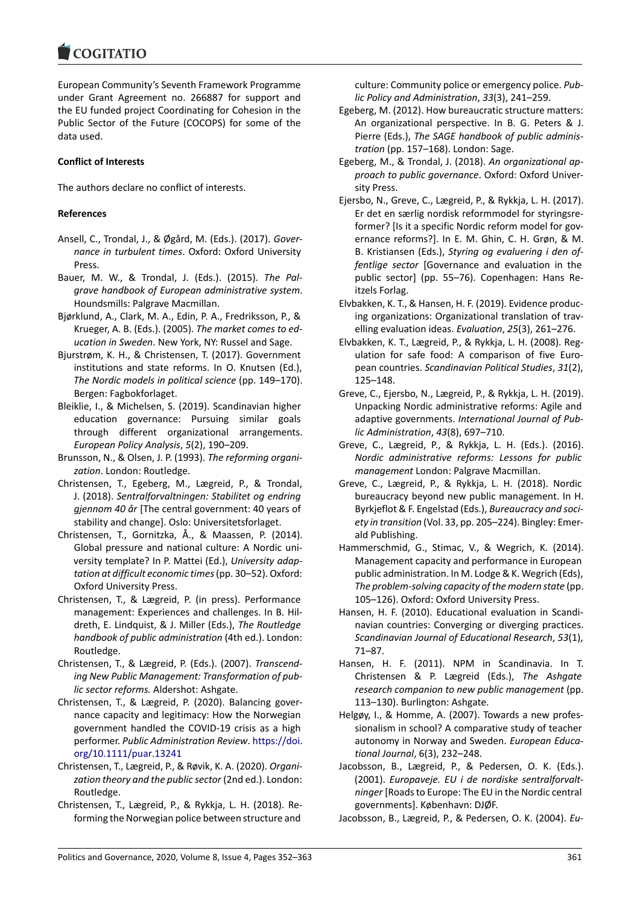European Community's Seventh Framework Programme under Grant Agreement no. 266887 for support and the EU funded project Coordinating for Cohesion in the Public Sector of the Future (COCOPS) for some of the data used.

**Conflict of Interests**

The authors declare no conflict of interests.

**References**

Ansell, C., Trondal, J., & Øgård, M. (Eds.). (2017). *Governance in turbulent times*. Oxford: Oxford University Press.

Bauer, M. W., & Trondal, J. (Eds.). (2015). *The Palgrave handbook of European administrative system*. Houndsmills: Palgrave Macmillan.

Bjørklund, A., Clark, M. A., Edin, P. A., Fredriksson, P., & Krueger, A. B. (Eds.). (2005). *The market comes to education in Sweden*. New York, NY: Russel and Sage.

Bjurstrøm, K. H., & Christensen, T. (2017). Government institutions and state reforms. In O. Knutsen (Ed.), *The Nordic models in political science* (pp. 149–170). Bergen: Fagbokforlaget.

Bleiklie, I., & Michelsen, S. (2019). Scandinavian higher education governance: Pursuing similar goals through different organizational arrangements. *European Policy Analysis*, *5*(2), 190–209.

Brunsson, N., & Olsen, J. P. (1993). *The reforming organization*. London: Routledge.

Christensen, T., Egeberg, M., Lægreid, P., & Trondal, J. (2018). *Sentralforvaltningen: Stabilitet og endring gjennom 40 år* [The central government: 40 years of stability and change]. Oslo: Universitetsforlaget.

Christensen, T., Gornitzka, Å., & Maassen, P. (2014). Global pressure and national culture: A Nordic university template? In P. Mattei (Ed.), *University adaptation at difficult economic times* (pp. 30–52). Oxford: Oxford University Press.

Christensen, T., & Lægreid, P. (in press). Performance management: Experiences and challenges. In B. Hildreth, E. Lindquist, & J. Miller (Eds.), *The Routledge handbook of public administration* (4th ed.). London: Routledge.

Christensen, T., & Lægreid, P. (Eds.). (2007). *Transcending New Public Management: Transformation of public sector reforms.* Aldershot: Ashgate.

Christensen, T., & Lægreid, P. (2020). Balancing governance capacity and legitimacy: How the Norwegian government handled the COVID-19 crisis as a high performer. *Public Administration Review*. https://doi.org/10.1111/puar.13241

Christensen, T., Lægreid, P., & Røvik, K. A. (2020). *Organization theory and the public sector* (2nd ed.). London: Routledge.

Christensen, T., Lægreid, P., & Rykkja, L. H. (2018). Reforming the Norwegian police between structure and culture: Community police or emergency police. *Public Policy and Administration*, *33*(3), 241–259.

Egeberg, M. (2012). How bureaucratic structure matters: An organizational perspective. In B. G. Peters & J. Pierre (Eds.), *The SAGE handbook of public administration* (pp. 157–168). London: Sage.

Egeberg, M., & Trondal, J. (2018). *An organizational approach to public governance*. Oxford: Oxford University Press.

Ejersbo, N., Greve, C., Lægreid, P., & Rykkja, L. H. (2017). Er det en særlig nordisk reformmodel for styringsreformer? [Is it a specific Nordic reform model for governance reforms?]. In E. M. Ghin, C. H. Grøn, & M. B. Kristiansen (Eds.), *Styring og evaluering i den offentlige sector* [Governance and evaluation in the public sector] (pp. 55–76). Copenhagen: Hans Reitzels Forlag.

Elvbakken, K. T., & Hansen, H. F. (2019). Evidence producing organizations: Organizational translation of travelling evaluation ideas. *Evaluation*, *25*(3), 261–276.

Elvbakken, K. T., Lægreid, P., & Rykkja, L. H. (2008). Regulation for safe food: A comparison of five European countries. *Scandinavian Political Studies*, *31*(2), 125–148.

Greve, C., Ejersbo, N., Lægreid, P., & Rykkja, L. H. (2019). Unpacking Nordic administrative reforms: Agile and adaptive governments. *International Journal of Public Administration*, *43*(8), 697–710.

Greve, C., Lægreid, P., & Rykkja, L. H. (Eds.). (2016). *Nordic administrative reforms: Lessons for public management* London: Palgrave Macmillan.

Greve, C., Lægreid, P., & Rykkja, L. H. (2018). Nordic bureaucracy beyond new public management. In H. Byrkjeflot & F. Engelstad (Eds.), *Bureaucracy and society in transition* (Vol. 33, pp. 205–224). Bingley: Emerald Publishing.

Hammerschmid, G., Stimac, V., & Wegrich, K. (2014). Management capacity and performance in European public administration. In M. Lodge & K. Wegrich (Eds), *The problem-solving capacity of the modern state* (pp. 105–126). Oxford: Oxford University Press.

Hansen, H. F. (2010). Educational evaluation in Scandinavian countries: Converging or diverging practices. *Scandinavian Journal of Educational Research*, *53*(1), 71–87.

Hansen, H. F. (2011). NPM in Scandinavia. In T. Christensen & P. Lægreid (Eds.), *The Ashgate research companion to new public management* (pp. 113–130). Burlington: Ashgate.

Helgøy, I., & Homme, A. (2007). Towards a new professionalism in school? A comparative study of teacher autonomy in Norway and Sweden. *European Educational Journal*, 6(3), 232–248.

Jacobsson, B., Lægreid, P., & Pedersen, O. K. (Eds.). (2001). *Europaveje. EU i de nordiske sentralforvaltninger* [Roads to Europe: The EU in the Nordic central governments]. København: DJØF.

Jacobsson, B., Lægreid, P., & Pedersen, O. K. (2004). *Eu-*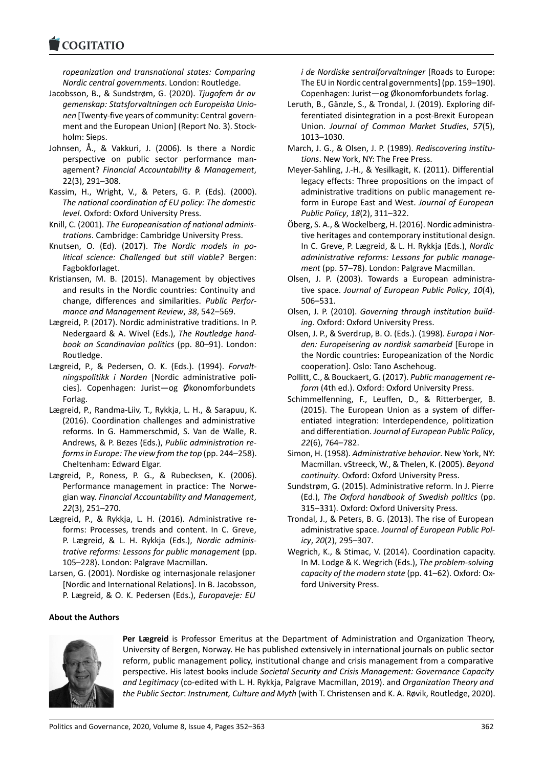*ropeanization and transnational states: Comparing Nordic central governments*. London: Routledge.

Jacobsson, B., & Sundstrøm, G. (2020). *Tjugofem år av gemenskap: Statsforvaltningen och Europeiska Unionen* [Twenty-five years of community: Central government and the European Union] (Report No. 3). Stockholm: Sieps.

Johnsen, Å., & Vakkuri, J. (2006). Is there a Nordic perspective on public sector performance management? *Financial Accountability & Management*, 22(3), 291–308.

Kassim, H., Wright, V., & Peters, G. P. (Eds). (2000). *The national coordination of EU policy: The domestic level*. Oxford: Oxford University Press.

Knill, C. (2001). *The Europeanisation of national administrations*. Cambridge: Cambridge University Press.

Knutsen, O. (Ed). (2017). *The Nordic models in political science: Challenged but still viable?* Bergen: Fagbokforlaget.

Kristiansen, M. B. (2015). Management by objectives and results in the Nordic countries: Continuity and change, differences and similarities. *Public Performance and Management Review*, *38*, 542–569.

Lægreid, P. (2017). Nordic administrative traditions. In P. Nedergaard & A. Wivel (Eds.), *The Routledge handbook on Scandinavian politics* (pp. 80–91). London: Routledge.

Lægreid, P., & Pedersen, O. K. (Eds.). (1994). *Forvaltningspolitikk i Norden* [Nordic administrative policies]. Copenhagen: Jurist—og Økonomforbundets Forlag.

Lægreid, P., Randma-Liiv, T., Rykkja, L. H., & Sarapuu, K. (2016). Coordination challenges and administrative reforms. In G. Hammerschmid, S. Van de Walle, R. Andrews, & P. Bezes (Eds.), *Public administration reforms in Europe: The view from the top* (pp. 244–258). Cheltenham: Edward Elgar.

Lægreid, P., Roness, P. G., & Rubecksen, K. (2006). Performance management in practice: The Norwegian way. *Financial Accountability and Management*, *22*(3), 251–270.

Lægreid, P., & Rykkja, L. H. (2016). Administrative reforms: Processes, trends and content. In C. Greve, P. Lægreid, & L. H. Rykkja (Eds.), *Nordic administrative reforms: Lessons for public management* (pp. 105–228). London: Palgrave Macmillan.

Larsen, G. (2001). Nordiske og internasjonale relasjoner [Nordic and International Relations]. In B. Jacobsson, P. Lægreid, & O. K. Pedersen (Eds.), *Europaveje: EU i de Nordiske sentralforvaltninger* [Roads to Europe: The EU in Nordic central governments] (pp. 159–190). Copenhagen: Jurist—og Økonomforbundets forlag.

Leruth, B., Gänzle, S., & Trondal, J. (2019). Exploring differentiated disintegration in a post-Brexit European Union. *Journal of Common Market Studies*, *57*(5), 1013–1030.

March, J. G., & Olsen, J. P. (1989). *Rediscovering institutions*. New York, NY: The Free Press.

Meyer-Sahling, J.-H., & Yesilkagit, K. (2011). Differential legacy effects: Three propositions on the impact of administrative traditions on public management reform in Europe East and West. *Journal of European Public Policy*, *18*(2), 311–322.

Öberg, S. A., & Wockelberg, H. (2016). Nordic administrative heritages and contemporary institutional design. In C. Greve, P. Lægreid, & L. H. Rykkja (Eds.), *Nordic administrative reforms: Lessons for public management* (pp. 57–78). London: Palgrave Macmillan.

Olsen, J. P. (2003). Towards a European administrative space. *Journal of European Public Policy*, *10*(4), 506–531.

Olsen, J. P. (2010). *Governing through institution building*. Oxford: Oxford University Press.

Olsen, J. P., & Sverdrup, B. O. (Eds.). (1998). *Europa i Norden: Europeisering av nordisk samarbeid* [Europe in the Nordic countries: Europeanization of the Nordic cooperation]. Oslo: Tano Aschehoug.

Pollitt, C., & Bouckaert, G. (2017). *Public management reform* (4th ed.). Oxford: Oxford University Press.

Schimmelfenning, F., Leuffen, D., & Ritterberger, B. (2015). The European Union as a system of differentiated integration: Interdependence, politization and differentiation. *Journal of European Public Policy*, *22*(6), 764–782.

Simon, H. (1958). *Administrative behavior*. New York, NY: Macmillan. vStreeck, W., & Thelen, K. (2005). *Beyond continuity*. Oxford: Oxford University Press.

Sundstrøm, G. (2015). Administrative reform. In J. Pierre (Ed.), *The Oxford handbook of Swedish politics* (pp. 315–331). Oxford: Oxford University Press.

Trondal, J., & Peters, B. G. (2013). The rise of European administrative space. *Journal of European Public Policy*, *20*(2), 295–307.

Wegrich, K., & Stimac, V. (2014). Coordination capacity. In M. Lodge & K. Wegrich (Eds.), *The problem-solving capacity of the modern state* (pp. 41–62). Oxford: Oxford University Press.

**About the Authors**

**Per Lægreid** is Professor Emeritus at the Department of Administration and Organization Theory, University of Bergen, Norway. He has published extensively in international journals on public sector reform, public management policy, institutional change and crisis management from a comparative perspective. His latest books include *Societal Security and Crisis Management: Governance Capacity and Legitimacy* (co-edited with L. H. Rykkja, Palgrave Macmillan, 2019). and *Organization Theory and the Public Sector*: *Instrument, Culture and Myth* (with T. Christensen and K. A. Røvik, Routledge, 2020).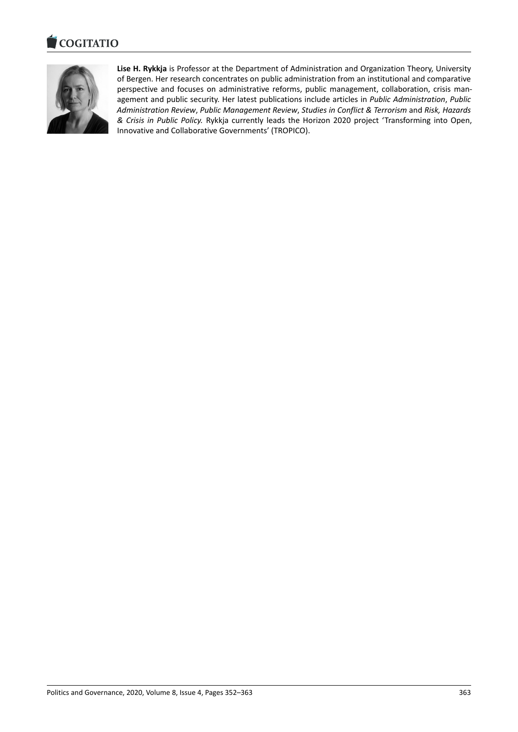**Lise H. Rykkja** is Professor at the Department of Administration and Organization Theory, University of Bergen. Her research concentrates on public administration from an institutional and comparative perspective and focuses on administrative reforms, public management, collaboration, crisis management and public security. Her latest publications include articles in *Public Administration*, *Public Administration Review*, *Public Management Review*, *Studies in Conflict & Terrorism* and *Risk, Hazards & Crisis in Public Policy.* Rykkja currently leads the Horizon 2020 project 'Transforming into Open, Innovative and Collaborative Governments' (TROPICO).